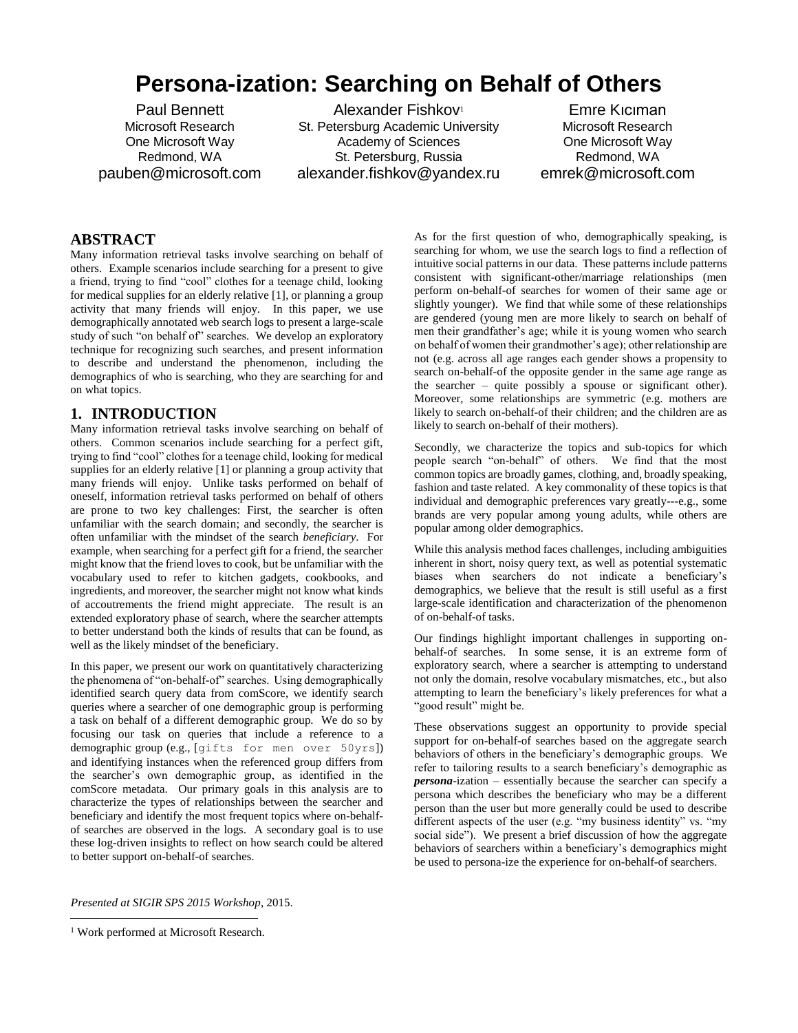# Persona-ization: Searching on Behalf of Others

Paul Bennett
Microsoft Research
One Microsoft Way
Redmond, WA
pauben@microsoft.com

Alexander Fishkov[1]
St. Petersburg Academic University
Academy of Sciences
St. Petersburg, Russia
alexander.fishkov@yandex.ru

Emre Kıcıman
Microsoft Research
One Microsoft Way
Redmond, WA
emrek@microsoft.com

## ABSTRACT

Many information retrieval tasks involve searching on behalf of others. Example scenarios include searching for a present to give a friend, trying to find "cool" clothes for a teenage child, looking for medical supplies for an elderly relative [1], or planning a group activity that many friends will enjoy. In this paper, we use demographically annotated web search logs to present a large-scale study of such "on behalf of" searches. We develop an exploratory technique for recognizing such searches, and present information to describe and understand the phenomenon, including the demographics of who is searching, who they are searching for and on what topics.

## 1. INTRODUCTION

Many information retrieval tasks involve searching on behalf of others. Common scenarios include searching for a perfect gift, trying to find "cool" clothes for a teenage child, looking for medical supplies for an elderly relative [1] or planning a group activity that many friends will enjoy. Unlike tasks performed on behalf of oneself, information retrieval tasks performed on behalf of others are prone to two key challenges: First, the searcher is often unfamiliar with the search domain; and secondly, the searcher is often unfamiliar with the mindset of the search *beneficiary*. For example, when searching for a perfect gift for a friend, the searcher might know that the friend loves to cook, but be unfamiliar with the vocabulary used to refer to kitchen gadgets, cookbooks, and ingredients, and moreover, the searcher might not know what kinds of accoutrements the friend might appreciate. The result is an extended exploratory phase of search, where the searcher attempts to better understand both the kinds of results that can be found, as well as the likely mindset of the beneficiary.

In this paper, we present our work on quantitatively characterizing the phenomena of "on-behalf-of" searches. Using demographically identified search query data from comScore, we identify search queries where a searcher of one demographic group is performing a task on behalf of a different demographic group. We do so by focusing our task on queries that include a reference to a demographic group (e.g., [`gifts for men over 50yrs`]) and identifying instances when the referenced group differs from the searcher's own demographic group, as identified in the comScore metadata. Our primary goals in this analysis are to characterize the types of relationships between the searcher and beneficiary and identify the most frequent topics where on-behalf-of searches are observed in the logs. A secondary goal is to use these log-driven insights to reflect on how search could be altered to better support on-behalf-of searches.

As for the first question of who, demographically speaking, is searching for whom, we use the search logs to find a reflection of intuitive social patterns in our data. These patterns include patterns consistent with significant-other/marriage relationships (men perform on-behalf-of searches for women of their same age or slightly younger). We find that while some of these relationships are gendered (young men are more likely to search on behalf of men their grandfather's age; while it is young women who search on behalf of women their grandmother's age); other relationship are not (e.g. across all age ranges each gender shows a propensity to search on-behalf-of the opposite gender in the same age range as the searcher – quite possibly a spouse or significant other). Moreover, some relationships are symmetric (e.g. mothers are likely to search on-behalf-of their children; and the children are as likely to search on-behalf-of their mothers).

Secondly, we characterize the topics and sub-topics for which people search "on-behalf" of others. We find that the most common topics are broadly games, clothing, and, broadly speaking, fashion and taste related. A key commonality of these topics is that individual and demographic preferences vary greatly---e.g., some brands are very popular among young adults, while others are popular among older demographics.

While this analysis method faces challenges, including ambiguities inherent in short, noisy query text, as well as potential systematic biases when searchers do not indicate a beneficiary's demographics, we believe that the result is still useful as a first large-scale identification and characterization of the phenomenon of on-behalf-of tasks.

Our findings highlight important challenges in supporting on-behalf-of searches. In some sense, it is an extreme form of exploratory search, where a searcher is attempting to understand not only the domain, resolve vocabulary mismatches, etc., but also attempting to learn the beneficiary's likely preferences for what a "good result" might be.

These observations suggest an opportunity to provide special support for on-behalf-of searches based on the aggregate search behaviors of others in the beneficiary's demographic groups. We refer to tailoring results to a search beneficiary's demographic as ***persona***-ization – essentially because the searcher can specify a persona which describes the beneficiary who may be a different person than the user but more generally could be used to describe different aspects of the user (e.g. "my business identity" vs. "my social side"). We present a brief discussion of how the aggregate behaviors of searchers within a beneficiary's demographics might be used to persona-ize the experience for on-behalf-of searchers.

*Presented at SIGIR SPS 2015 Workshop*, 2015.

[1] Work performed at Microsoft Research.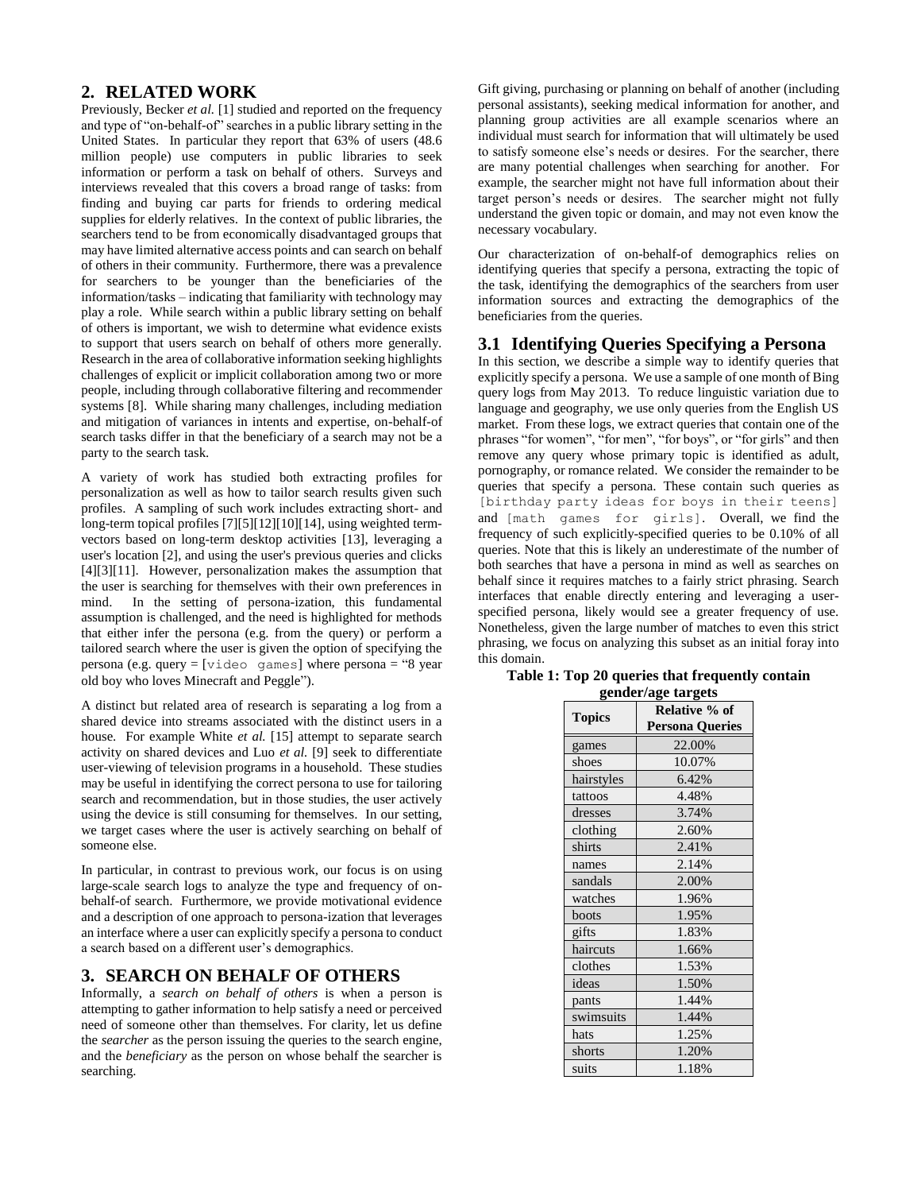## 2. RELATED WORK

Previously, Becker *et al.* [1] studied and reported on the frequency and type of "on-behalf-of" searches in a public library setting in the United States. In particular they report that 63% of users (48.6 million people) use computers in public libraries to seek information or perform a task on behalf of others. Surveys and interviews revealed that this covers a broad range of tasks: from finding and buying car parts for friends to ordering medical supplies for elderly relatives. In the context of public libraries, the searchers tend to be from economically disadvantaged groups that may have limited alternative access points and can search on behalf of others in their community. Furthermore, there was a prevalence for searchers to be younger than the beneficiaries of the information/tasks – indicating that familiarity with technology may play a role. While search within a public library setting on behalf of others is important, we wish to determine what evidence exists to support that users search on behalf of others more generally. Research in the area of collaborative information seeking highlights challenges of explicit or implicit collaboration among two or more people, including through collaborative filtering and recommender systems [8]. While sharing many challenges, including mediation and mitigation of variances in intents and expertise, on-behalf-of search tasks differ in that the beneficiary of a search may not be a party to the search task.

A variety of work has studied both extracting profiles for personalization as well as how to tailor search results given such profiles. A sampling of such work includes extracting short- and long-term topical profiles [7][5][12][10][14], using weighted term-vectors based on long-term desktop activities [13], leveraging a user's location [2], and using the user's previous queries and clicks [4][3][11]. However, personalization makes the assumption that the user is searching for themselves with their own preferences in mind. In the setting of persona-ization, this fundamental assumption is challenged, and the need is highlighted for methods that either infer the persona (e.g. from the query) or perform a tailored search where the user is given the option of specifying the persona (e.g. query = [`video games`] where persona = "8 year old boy who loves Minecraft and Peggle").

A distinct but related area of research is separating a log from a shared device into streams associated with the distinct users in a house. For example White *et al.* [15] attempt to separate search activity on shared devices and Luo *et al.* [9] seek to differentiate user-viewing of television programs in a household. These studies may be useful in identifying the correct persona to use for tailoring search and recommendation, but in those studies, the user actively using the device is still consuming for themselves. In our setting, we target cases where the user is actively searching on behalf of someone else.

In particular, in contrast to previous work, our focus is on using large-scale search logs to analyze the type and frequency of on-behalf-of search. Furthermore, we provide motivational evidence and a description of one approach to persona-ization that leverages an interface where a user can explicitly specify a persona to conduct a search based on a different user's demographics.

## 3. SEARCH ON BEHALF OF OTHERS

Informally, a *search on behalf of others* is when a person is attempting to gather information to help satisfy a need or perceived need of someone other than themselves. For clarity, let us define the *searcher* as the person issuing the queries to the search engine, and the *beneficiary* as the person on whose behalf the searcher is searching.

Gift giving, purchasing or planning on behalf of another (including personal assistants), seeking medical information for another, and planning group activities are all example scenarios where an individual must search for information that will ultimately be used to satisfy someone else's needs or desires. For the searcher, there are many potential challenges when searching for another. For example, the searcher might not have full information about their target person's needs or desires. The searcher might not fully understand the given topic or domain, and may not even know the necessary vocabulary.

Our characterization of on-behalf-of demographics relies on identifying queries that specify a persona, extracting the topic of the task, identifying the demographics of the searchers from user information sources and extracting the demographics of the beneficiaries from the queries.

### 3.1 Identifying Queries Specifying a Persona

In this section, we describe a simple way to identify queries that explicitly specify a persona. We use a sample of one month of Bing query logs from May 2013. To reduce linguistic variation due to language and geography, we use only queries from the English US market. From these logs, we extract queries that contain one of the phrases "for women", "for men", "for boys", or "for girls" and then remove any query whose primary topic is identified as adult, pornography, or romance related. We consider the remainder to be queries that specify a persona. These contain such queries as [`birthday party ideas for boys in their teens`] and [`math games for girls`]. Overall, we find the frequency of such explicitly-specified queries to be 0.10% of all queries. Note that this is likely an underestimate of the number of both searches that have a persona in mind as well as searches on behalf since it requires matches to a fairly strict phrasing. Search interfaces that enable directly entering and leveraging a user-specified persona, likely would see a greater frequency of use. Nonetheless, given the large number of matches to even this strict phrasing, we focus on analyzing this subset as an initial foray into this domain.

**Table 1: Top 20 queries that frequently contain gender/age targets**

| Topics | Relative % of Persona Queries |
|---|---|
| games | 22.00% |
| shoes | 10.07% |
| hairstyles | 6.42% |
| tattoos | 4.48% |
| dresses | 3.74% |
| clothing | 2.60% |
| shirts | 2.41% |
| names | 2.14% |
| sandals | 2.00% |
| watches | 1.96% |
| boots | 1.95% |
| gifts | 1.83% |
| haircuts | 1.66% |
| clothes | 1.53% |
| ideas | 1.50% |
| pants | 1.44% |
| swimsuits | 1.44% |
| hats | 1.25% |
| shorts | 1.20% |
| suits | 1.18% |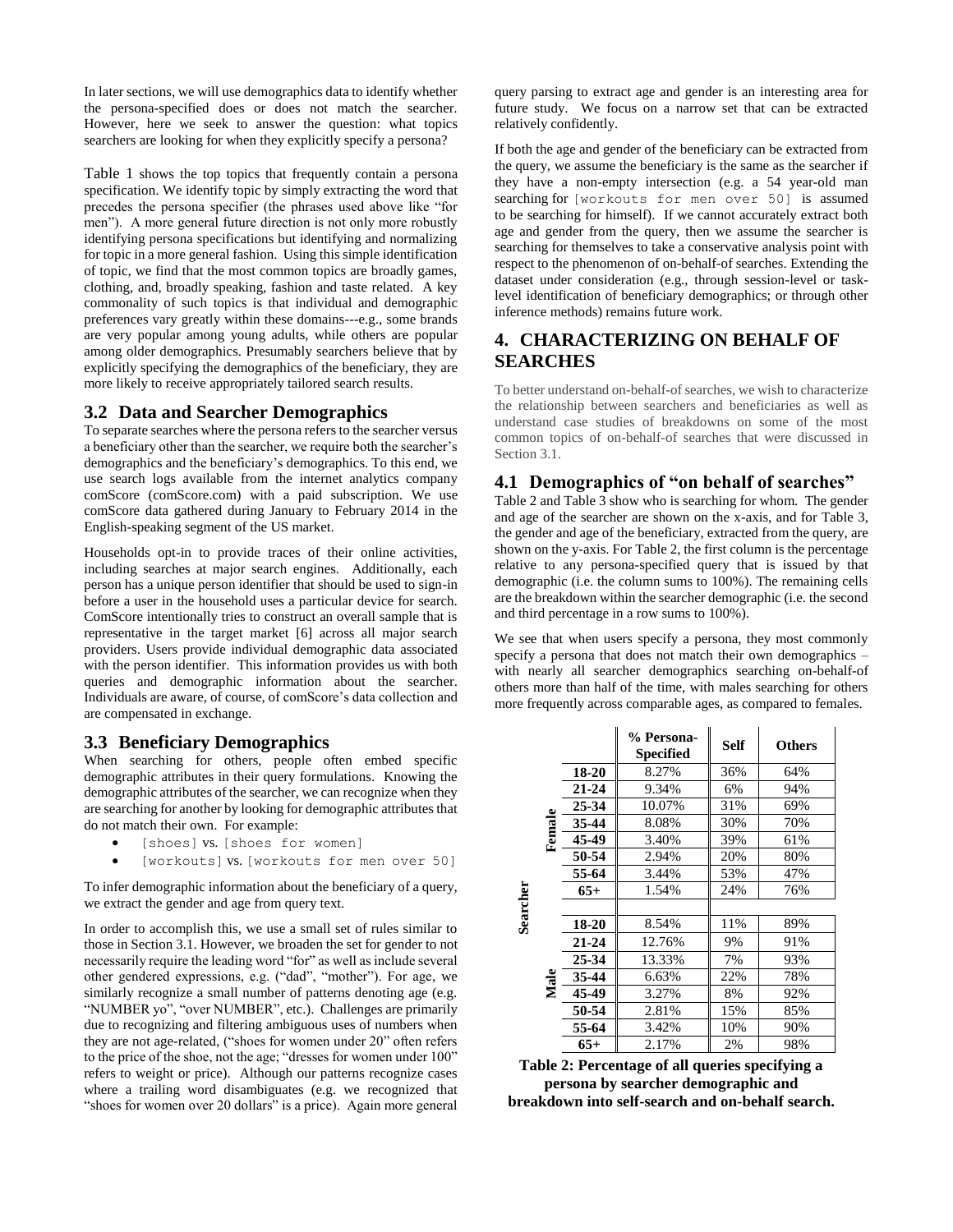In later sections, we will use demographics data to identify whether the persona-specified does or does not match the searcher. However, here we seek to answer the question: what topics searchers are looking for when they explicitly specify a persona?

Table 1 shows the top topics that frequently contain a persona specification. We identify topic by simply extracting the word that precedes the persona specifier (the phrases used above like "for men"). A more general future direction is not only more robustly identifying persona specifications but identifying and normalizing for topic in a more general fashion. Using this simple identification of topic, we find that the most common topics are broadly games, clothing, and, broadly speaking, fashion and taste related. A key commonality of such topics is that individual and demographic preferences vary greatly within these domains---e.g., some brands are very popular among young adults, while others are popular among older demographics. Presumably searchers believe that by explicitly specifying the demographics of the beneficiary, they are more likely to receive appropriately tailored search results.

## 3.2 Data and Searcher Demographics

To separate searches where the persona refers to the searcher versus a beneficiary other than the searcher, we require both the searcher's demographics and the beneficiary's demographics. To this end, we use search logs available from the internet analytics company comScore (comScore.com) with a paid subscription. We use comScore data gathered during January to February 2014 in the English-speaking segment of the US market.

Households opt-in to provide traces of their online activities, including searches at major search engines. Additionally, each person has a unique person identifier that should be used to sign-in before a user in the household uses a particular device for search. ComScore intentionally tries to construct an overall sample that is representative in the target market [6] across all major search providers. Users provide individual demographic data associated with the person identifier. This information provides us with both queries and demographic information about the searcher. Individuals are aware, of course, of comScore's data collection and are compensated in exchange.

## 3.3 Beneficiary Demographics

When searching for others, people often embed specific demographic attributes in their query formulations. Knowing the demographic attributes of the searcher, we can recognize when they are searching for another by looking for demographic attributes that do not match their own. For example:

- [shoes] vs. [shoes for women]
- [workouts] vs. [workouts for men over 50]

To infer demographic information about the beneficiary of a query, we extract the gender and age from query text.

In order to accomplish this, we use a small set of rules similar to those in Section 3.1. However, we broaden the set for gender to not necessarily require the leading word "for" as well as include several other gendered expressions, e.g. ("dad", "mother"). For age, we similarly recognize a small number of patterns denoting age (e.g. "NUMBER yo", "over NUMBER", etc.). Challenges are primarily due to recognizing and filtering ambiguous uses of numbers when they are not age-related, ("shoes for women under 20" often refers to the price of the shoe, not the age; "dresses for women under 100" refers to weight or price). Although our patterns recognize cases where a trailing word disambiguates (e.g. we recognized that "shoes for women over 20 dollars" is a price). Again more general query parsing to extract age and gender is an interesting area for future study. We focus on a narrow set that can be extracted relatively confidently.

If both the age and gender of the beneficiary can be extracted from the query, we assume the beneficiary is the same as the searcher if they have a non-empty intersection (e.g. a 54 year-old man searching for [workouts for men over 50] is assumed to be searching for himself). If we cannot accurately extract both age and gender from the query, then we assume the searcher is searching for themselves to take a conservative analysis point with respect to the phenomenon of on-behalf-of searches. Extending the dataset under consideration (e.g., through session-level or task-level identification of beneficiary demographics; or through other inference methods) remains future work.

# 4. CHARACTERIZING ON BEHALF OF SEARCHES

To better understand on-behalf-of searches, we wish to characterize the relationship between searchers and beneficiaries as well as understand case studies of breakdowns on some of the most common topics of on-behalf-of searches that were discussed in Section 3.1.

## 4.1 Demographics of "on behalf of searches"

Table 2 and Table 3 show who is searching for whom. The gender and age of the searcher are shown on the x-axis, and for Table 3, the gender and age of the beneficiary, extracted from the query, are shown on the y-axis. For Table 2, the first column is the percentage relative to any persona-specified query that is issued by that demographic (i.e. the column sums to 100%). The remaining cells are the breakdown within the searcher demographic (i.e. the second and third percentage in a row sums to 100%).

We see that when users specify a persona, they most commonly specify a persona that does not match their own demographics – with nearly all searcher demographics searching on-behalf-of others more than half of the time, with males searching for others more frequently across comparable ages, as compared to females.

| | | | % Persona-Specified | Self | Others |
|---|---|---|---|---|---|
| Searcher | Female | 18-20 | 8.27% | 36% | 64% |
| | | 21-24 | 9.34% | 6% | 94% |
| | | 25-34 | 10.07% | 31% | 69% |
| | | 35-44 | 8.08% | 30% | 70% |
| | | 45-49 | 3.40% | 39% | 61% |
| | | 50-54 | 2.94% | 20% | 80% |
| | | 55-64 | 3.44% | 53% | 47% |
| | | 65+ | 1.54% | 24% | 76% |
| | Male | 18-20 | 8.54% | 11% | 89% |
| | | 21-24 | 12.76% | 9% | 91% |
| | | 25-34 | 13.33% | 7% | 93% |
| | | 35-44 | 6.63% | 22% | 78% |
| | | 45-49 | 3.27% | 8% | 92% |
| | | 50-54 | 2.81% | 15% | 85% |
| | | 55-64 | 3.42% | 10% | 90% |
| | | 65+ | 2.17% | 2% | 98% |

**Table 2: Percentage of all queries specifying a persona by searcher demographic and breakdown into self-search and on-behalf search.**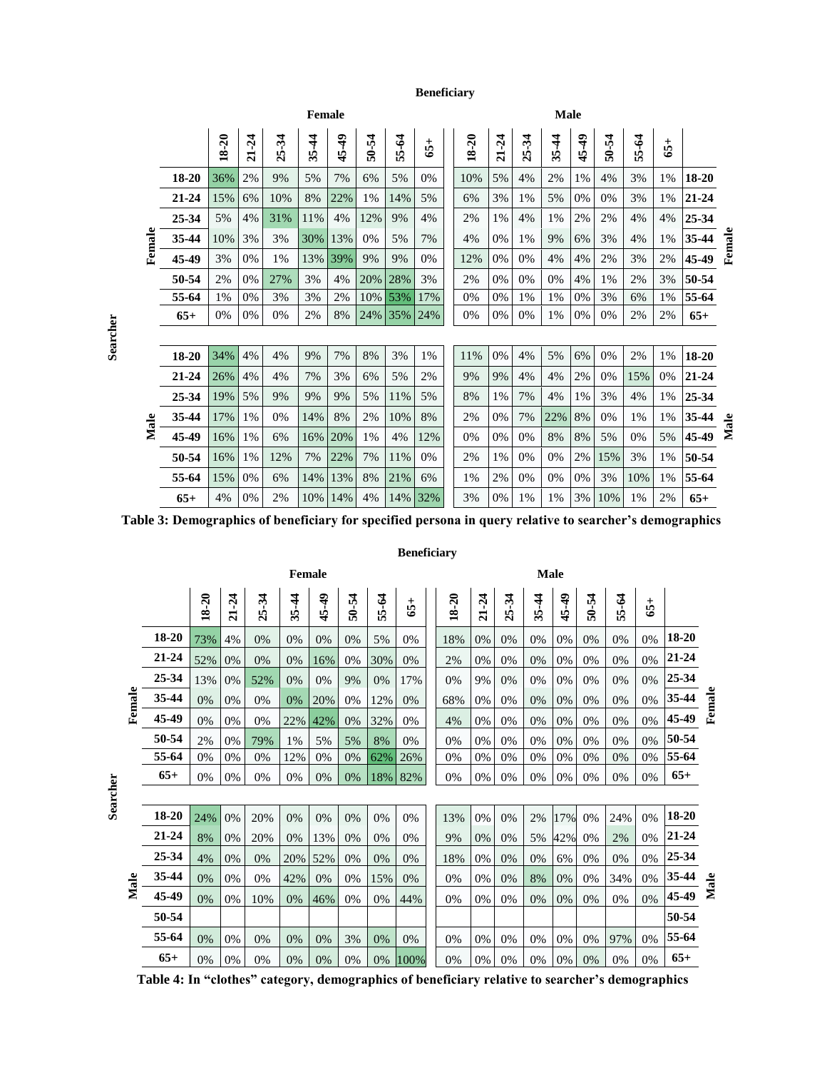| | | Beneficiary | | | | | | | | | | | | | | | | | |
|---|---|---|---|---|---|---|---|---|---|---|---|---|---|---|---|---|---|---|---|
| | | Female | | | | | | | | Male | | | | | | | | | |
| | | 18-20 | 21-24 | 25-34 | 35-44 | 45-49 | 50-54 | 55-64 | 65+ | 18-20 | 21-24 | 25-34 | 35-44 | 45-49 | 50-54 | 55-64 | 65+ | | |
| Searcher | Female 18-20 | 36% | 2% | 9% | 5% | 7% | 6% | 5% | 0% | 10% | 5% | 4% | 2% | 1% | 4% | 3% | 1% | 18-20 | Female |
| | Female 21-24 | 15% | 6% | 10% | 8% | 22% | 1% | 14% | 5% | 6% | 3% | 1% | 5% | 0% | 0% | 3% | 1% | 21-24 | |
| | Female 25-34 | 5% | 4% | 31% | 11% | 4% | 12% | 9% | 4% | 2% | 1% | 4% | 1% | 2% | 2% | 4% | 4% | 25-34 | |
| | Female 35-44 | 10% | 3% | 3% | 30% | 13% | 0% | 5% | 7% | 4% | 0% | 1% | 9% | 6% | 3% | 4% | 1% | 35-44 | |
| | Female 45-49 | 3% | 0% | 1% | 13% | 39% | 9% | 9% | 0% | 12% | 0% | 0% | 4% | 4% | 2% | 3% | 2% | 45-49 | |
| | Female 50-54 | 2% | 0% | 27% | 3% | 4% | 20% | 28% | 3% | 2% | 0% | 0% | 0% | 4% | 1% | 2% | 3% | 50-54 | |
| | Female 55-64 | 1% | 0% | 3% | 3% | 2% | 10% | 53% | 17% | 0% | 0% | 1% | 1% | 0% | 3% | 6% | 1% | 55-64 | |
| | Female 65+ | 0% | 0% | 0% | 2% | 8% | 24% | 35% | 24% | 0% | 0% | 0% | 1% | 0% | 0% | 2% | 2% | 65+ | |
| | Male 18-20 | 34% | 4% | 4% | 9% | 7% | 8% | 3% | 1% | 11% | 0% | 4% | 5% | 6% | 0% | 2% | 1% | 18-20 | Male |
| | Male 21-24 | 26% | 4% | 4% | 7% | 3% | 6% | 5% | 2% | 9% | 9% | 4% | 4% | 2% | 0% | 15% | 0% | 21-24 | |
| | Male 25-34 | 19% | 5% | 9% | 9% | 9% | 5% | 11% | 5% | 8% | 1% | 7% | 4% | 1% | 3% | 4% | 1% | 25-34 | |
| | Male 35-44 | 17% | 1% | 0% | 14% | 8% | 2% | 10% | 8% | 2% | 0% | 7% | 22% | 8% | 0% | 1% | 1% | 35-44 | |
| | Male 45-49 | 16% | 1% | 6% | 16% | 20% | 1% | 4% | 12% | 0% | 0% | 0% | 8% | 8% | 5% | 0% | 5% | 45-49 | |
| | Male 50-54 | 16% | 1% | 12% | 7% | 22% | 7% | 11% | 0% | 2% | 1% | 0% | 0% | 2% | 15% | 3% | 1% | 50-54 | |
| | Male 55-64 | 15% | 0% | 6% | 14% | 13% | 8% | 21% | 6% | 1% | 2% | 0% | 0% | 0% | 3% | 10% | 1% | 55-64 | |
| | Male 65+ | 4% | 0% | 2% | 10% | 14% | 4% | 14% | 32% | 3% | 0% | 1% | 1% | 3% | 10% | 1% | 2% | 65+ | |

**Table 3: Demographics of beneficiary for specified persona in query relative to searcher's demographics**

| | | Beneficiary | | | | | | | | | | | | | | | | | |
|---|---|---|---|---|---|---|---|---|---|---|---|---|---|---|---|---|---|---|---|
| | | Female | | | | | | | | Male | | | | | | | | | |
| | | 18-20 | 21-24 | 25-34 | 35-44 | 45-49 | 50-54 | 55-64 | 65+ | 18-20 | 21-24 | 25-34 | 35-44 | 45-49 | 50-54 | 55-64 | 65+ | | |
| Searcher | Female 18-20 | 73% | 4% | 0% | 0% | 0% | 0% | 5% | 0% | 18% | 0% | 0% | 0% | 0% | 0% | 0% | 0% | 18-20 | Female |
| | Female 21-24 | 52% | 0% | 0% | 0% | 16% | 0% | 30% | 0% | 2% | 0% | 0% | 0% | 0% | 0% | 0% | 0% | 21-24 | |
| | Female 25-34 | 13% | 0% | 52% | 0% | 0% | 9% | 0% | 17% | 0% | 9% | 0% | 0% | 0% | 0% | 0% | 0% | 25-34 | |
| | Female 35-44 | 0% | 0% | 0% | 0% | 20% | 0% | 12% | 0% | 68% | 0% | 0% | 0% | 0% | 0% | 0% | 0% | 35-44 | |
| | Female 45-49 | 0% | 0% | 0% | 22% | 42% | 0% | 32% | 0% | 4% | 0% | 0% | 0% | 0% | 0% | 0% | 0% | 45-49 | |
| | Female 50-54 | 2% | 0% | 79% | 1% | 5% | 5% | 8% | 0% | 0% | 0% | 0% | 0% | 0% | 0% | 0% | 0% | 50-54 | |
| | Female 55-64 | 0% | 0% | 0% | 12% | 0% | 0% | 62% | 26% | 0% | 0% | 0% | 0% | 0% | 0% | 0% | 0% | 55-64 | |
| | Female 65+ | 0% | 0% | 0% | 0% | 0% | 0% | 18% | 82% | 0% | 0% | 0% | 0% | 0% | 0% | 0% | 0% | 65+ | |
| | Male 18-20 | 24% | 0% | 20% | 0% | 0% | 0% | 0% | 0% | 13% | 0% | 0% | 2% | 17% | 0% | 24% | 0% | 18-20 | Male |
| | Male 21-24 | 8% | 0% | 20% | 0% | 13% | 0% | 0% | 0% | 9% | 0% | 0% | 5% | 42% | 0% | 2% | 0% | 21-24 | |
| | Male 25-34 | 4% | 0% | 0% | 20% | 52% | 0% | 0% | 0% | 18% | 0% | 0% | 0% | 6% | 0% | 0% | 0% | 25-34 | |
| | Male 35-44 | 0% | 0% | 0% | 42% | 0% | 0% | 15% | 0% | 0% | 0% | 0% | 8% | 0% | 0% | 34% | 0% | 35-44 | |
| | Male 45-49 | 0% | 0% | 10% | 0% | 46% | 0% | 0% | 44% | 0% | 0% | 0% | 0% | 0% | 0% | 0% | 0% | 45-49 | |
| | Male 50-54 | | | | | | | | | | | | | | | | | 50-54 | |
| | Male 55-64 | 0% | 0% | 0% | 0% | 0% | 3% | 0% | 0% | 0% | 0% | 0% | 0% | 0% | 0% | 97% | 0% | 55-64 | |
| | Male 65+ | 0% | 0% | 0% | 0% | 0% | 0% | 0% | 100% | 0% | 0% | 0% | 0% | 0% | 0% | 0% | 0% | 65+ | |

**Table 4: In "clothes" category, demographics of beneficiary relative to searcher's demographics**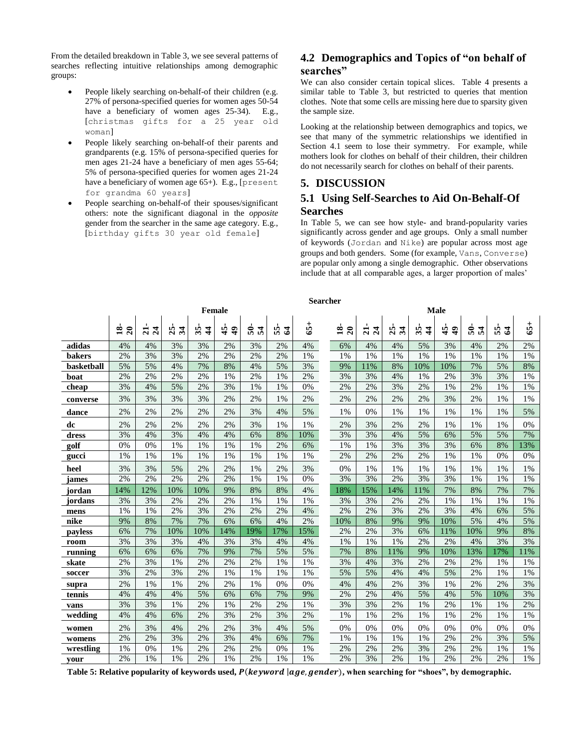From the detailed breakdown in Table 3, we see several patterns of searches reflecting intuitive relationships among demographic groups:

- People likely searching on-behalf-of their children (e.g. 27% of persona-specified queries for women ages 50-54 have a beneficiary of women ages 25-34). E.g., [christmas gifts for a 25 year old woman]
- People likely searching on-behalf-of their parents and grandparents (e.g. 15% of persona-specified queries for men ages 21-24 have a beneficiary of men ages 55-64; 5% of persona-specified queries for women ages 21-24 have a beneficiary of women age 65+). E.g., [present for grandma 60 years]
- People searching on-behalf-of their spouses/significant others: note the significant diagonal in the *opposite* gender from the searcher in the same age category. E.g., [birthday gifts 30 year old female]

## 4.2 Demographics and Topics of "on behalf of searches"

We can also consider certain topical slices. Table 4 presents a similar table to Table 3, but restricted to queries that mention clothes. Note that some cells are missing here due to sparsity given the sample size.

Looking at the relationship between demographics and topics, we see that many of the symmetric relationships we identified in Section 4.1 seem to lose their symmetry. For example, while mothers look for clothes on behalf of their children, their children do not necessarily search for clothes on behalf of their parents.

# 5. DISCUSSION

## 5.1 Using Self-Searches to Aid On-Behalf-Of Searches

In Table 5, we can see how style- and brand-popularity varies significantly across gender and age groups. Only a small number of keywords (Jordan and Nike) are popular across most age groups and both genders. Some (for example, Vans, Converse) are popular only among a single demographic. Other observations include that at all comparable ages, a larger proportion of males'

| | Searcher | | | | | | | | | | | | | | | |
|---|---|---|---|---|---|---|---|---|---|---|---|---|---|---|---|---|
| | Female | | | | | | | | Male | | | | | | | |
| | 18-20 | 21-24 | 25-34 | 35-44 | 45-49 | 50-54 | 55-64 | 65+ | 18-20 | 21-24 | 25-34 | 35-44 | 45-49 | 50-54 | 55-64 | 65+ |
| **adidas** | 4% | 4% | 3% | 3% | 2% | 3% | 2% | 4% | 6% | 4% | 4% | 5% | 3% | 4% | 2% | 2% |
| **bakers** | 2% | 3% | 3% | 2% | 2% | 2% | 2% | 1% | 1% | 1% | 1% | 1% | 1% | 1% | 1% | 1% |
| **basketball** | 5% | 5% | 4% | 7% | 8% | 4% | 5% | 3% | 9% | 11% | 8% | 10% | 10% | 7% | 5% | 8% |
| **boat** | 2% | 2% | 2% | 2% | 1% | 2% | 1% | 2% | 3% | 3% | 4% | 1% | 2% | 3% | 3% | 1% |
| **cheap** | 3% | 4% | 5% | 2% | 3% | 1% | 1% | 0% | 2% | 2% | 3% | 2% | 1% | 2% | 1% | 1% |
| **converse** | 3% | 3% | 3% | 3% | 2% | 2% | 1% | 2% | 2% | 2% | 2% | 2% | 3% | 2% | 1% | 1% |
| **dance** | 2% | 2% | 2% | 2% | 2% | 3% | 4% | 5% | 1% | 0% | 1% | 1% | 1% | 1% | 1% | 5% |
| **dc** | 2% | 2% | 2% | 2% | 2% | 3% | 1% | 1% | 2% | 3% | 2% | 2% | 1% | 1% | 1% | 0% |
| **dress** | 3% | 4% | 3% | 4% | 4% | 6% | 8% | 10% | 3% | 3% | 4% | 5% | 6% | 5% | 5% | 7% |
| **golf** | 0% | 0% | 1% | 1% | 1% | 1% | 2% | 6% | 1% | 1% | 3% | 3% | 3% | 6% | 8% | 13% |
| **gucci** | 1% | 1% | 1% | 1% | 1% | 1% | 1% | 1% | 2% | 2% | 2% | 2% | 1% | 1% | 0% | 0% |
| **heel** | 3% | 3% | 5% | 2% | 2% | 1% | 2% | 3% | 0% | 1% | 1% | 1% | 1% | 1% | 1% | 1% |
| **james** | 2% | 2% | 2% | 2% | 2% | 1% | 1% | 0% | 3% | 3% | 2% | 3% | 3% | 1% | 1% | 1% |
| **jordan** | 14% | 12% | 10% | 10% | 9% | 8% | 8% | 4% | 18% | 15% | 14% | 11% | 7% | 8% | 7% | 7% |
| **jordans** | 3% | 3% | 2% | 2% | 2% | 1% | 1% | 1% | 3% | 3% | 2% | 2% | 1% | 1% | 1% | 1% |
| **mens** | 1% | 1% | 2% | 3% | 2% | 2% | 2% | 4% | 2% | 2% | 3% | 2% | 3% | 4% | 6% | 5% |
| **nike** | 9% | 8% | 7% | 7% | 6% | 6% | 4% | 2% | 10% | 8% | 9% | 9% | 10% | 5% | 4% | 5% |
| **payless** | 6% | 7% | 10% | 10% | 14% | 19% | 17% | 15% | 2% | 2% | 3% | 6% | 11% | 10% | 9% | 8% |
| **room** | 3% | 3% | 3% | 4% | 3% | 3% | 4% | 4% | 1% | 1% | 1% | 2% | 2% | 4% | 3% | 3% |
| **running** | 6% | 6% | 6% | 7% | 9% | 7% | 5% | 5% | 7% | 8% | 11% | 9% | 10% | 13% | 17% | 11% |
| **skate** | 2% | 3% | 1% | 2% | 2% | 2% | 1% | 1% | 3% | 4% | 3% | 2% | 2% | 2% | 1% | 1% |
| **soccer** | 3% | 2% | 3% | 2% | 1% | 1% | 1% | 1% | 5% | 5% | 4% | 4% | 5% | 2% | 1% | 1% |
| **supra** | 2% | 1% | 1% | 2% | 2% | 1% | 0% | 0% | 4% | 4% | 2% | 3% | 1% | 2% | 2% | 3% |
| **tennis** | 4% | 4% | 4% | 5% | 6% | 6% | 7% | 9% | 2% | 2% | 4% | 5% | 4% | 5% | 10% | 3% |
| **vans** | 3% | 3% | 1% | 2% | 1% | 2% | 2% | 1% | 3% | 3% | 2% | 1% | 2% | 1% | 1% | 2% |
| **wedding** | 4% | 4% | 6% | 2% | 3% | 2% | 3% | 2% | 1% | 1% | 2% | 1% | 1% | 2% | 1% | 1% |
| **women** | 2% | 3% | 4% | 2% | 2% | 3% | 4% | 5% | 0% | 0% | 0% | 0% | 0% | 0% | 0% | 0% |
| **womens** | 2% | 2% | 3% | 2% | 3% | 4% | 6% | 7% | 1% | 1% | 1% | 1% | 2% | 2% | 3% | 5% |
| **wrestling** | 1% | 0% | 1% | 2% | 2% | 2% | 0% | 1% | 2% | 2% | 2% | 3% | 2% | 2% | 1% | 1% |
| **your** | 2% | 1% | 1% | 2% | 1% | 2% | 1% | 1% | 2% | 3% | 2% | 1% | 2% | 2% | 2% | 1% |

**Table 5: Relative popularity of keywords used, $P(keyword \mid age, gender)$, when searching for "shoes", by demographic.**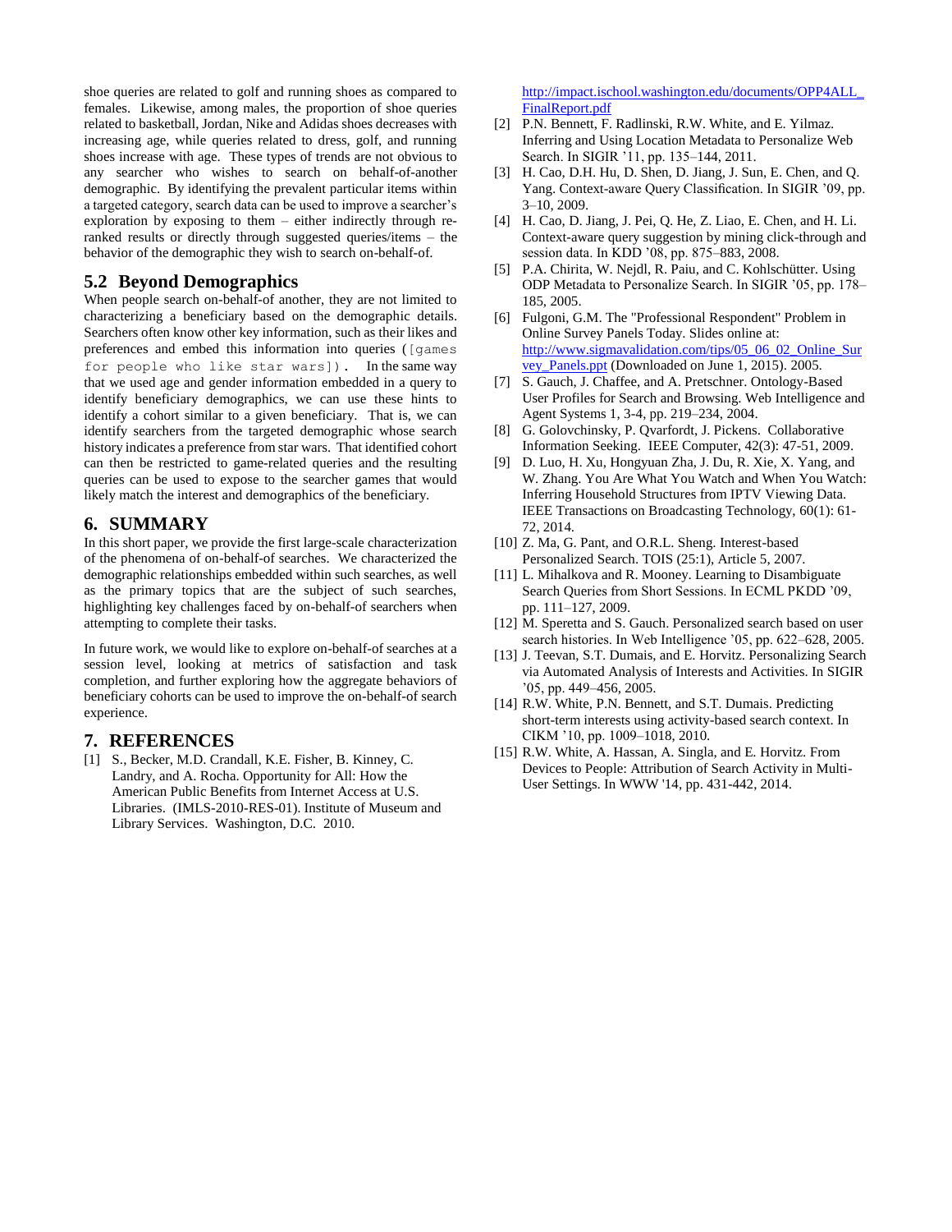shoe queries are related to golf and running shoes as compared to females. Likewise, among males, the proportion of shoe queries related to basketball, Jordan, Nike and Adidas shoes decreases with increasing age, while queries related to dress, golf, and running shoes increase with age. These types of trends are not obvious to any searcher who wishes to search on behalf-of-another demographic. By identifying the prevalent particular items within a targeted category, search data can be used to improve a searcher's exploration by exposing to them – either indirectly through re-ranked results or directly through suggested queries/items – the behavior of the demographic they wish to search on-behalf-of.

## 5.2 Beyond Demographics

When people search on-behalf-of another, they are not limited to characterizing a beneficiary based on the demographic details. Searchers often know other key information, such as their likes and preferences and embed this information into queries (`[games for people who like star wars])`. In the same way that we used age and gender information embedded in a query to identify beneficiary demographics, we can use these hints to identify a cohort similar to a given beneficiary. That is, we can identify searchers from the targeted demographic whose search history indicates a preference from star wars. That identified cohort can then be restricted to game-related queries and the resulting queries can be used to expose to the searcher games that would likely match the interest and demographics of the beneficiary.

# 6. SUMMARY

In this short paper, we provide the first large-scale characterization of the phenomena of on-behalf-of searches. We characterized the demographic relationships embedded within such searches, as well as the primary topics that are the subject of such searches, highlighting key challenges faced by on-behalf-of searchers when attempting to complete their tasks.

In future work, we would like to explore on-behalf-of searches at a session level, looking at metrics of satisfaction and task completion, and further exploring how the aggregate behaviors of beneficiary cohorts can be used to improve the on-behalf-of search experience.

# 7. REFERENCES

[1] S., Becker, M.D. Crandall, K.E. Fisher, B. Kinney, C. Landry, and A. Rocha. Opportunity for All: How the American Public Benefits from Internet Access at U.S. Libraries. (IMLS-2010-RES-01). Institute of Museum and Library Services. Washington, D.C. 2010. http://impact.ischool.washington.edu/documents/OPP4ALL_FinalReport.pdf

[2] P.N. Bennett, F. Radlinski, R.W. White, and E. Yilmaz. Inferring and Using Location Metadata to Personalize Web Search. In SIGIR '11, pp. 135–144, 2011.

[3] H. Cao, D.H. Hu, D. Shen, D. Jiang, J. Sun, E. Chen, and Q. Yang. Context-aware Query Classification. In SIGIR '09, pp. 3–10, 2009.

[4] H. Cao, D. Jiang, J. Pei, Q. He, Z. Liao, E. Chen, and H. Li. Context-aware query suggestion by mining click-through and session data. In KDD '08, pp. 875–883, 2008.

[5] P.A. Chirita, W. Nejdl, R. Paiu, and C. Kohlschütter. Using ODP Metadata to Personalize Search. In SIGIR '05, pp. 178–185, 2005.

[6] Fulgoni, G.M. The "Professional Respondent" Problem in Online Survey Panels Today. Slides online at: http://www.sigmavalidation.com/tips/05_06_02_Online_Survey_Panels.ppt (Downloaded on June 1, 2015). 2005.

[7] S. Gauch, J. Chaffee, and A. Pretschner. Ontology-Based User Profiles for Search and Browsing. Web Intelligence and Agent Systems 1, 3-4, pp. 219–234, 2004.

[8] G. Golovchinsky, P. Qvarfordt, J. Pickens. Collaborative Information Seeking. IEEE Computer, 42(3): 47-51, 2009.

[9] D. Luo, H. Xu, Hongyuan Zha, J. Du, R. Xie, X. Yang, and W. Zhang. You Are What You Watch and When You Watch: Inferring Household Structures from IPTV Viewing Data. IEEE Transactions on Broadcasting Technology, 60(1): 61-72, 2014.

[10] Z. Ma, G. Pant, and O.R.L. Sheng. Interest-based Personalized Search. TOIS (25:1), Article 5, 2007.

[11] L. Mihalkova and R. Mooney. Learning to Disambiguate Search Queries from Short Sessions. In ECML PKDD '09, pp. 111–127, 2009.

[12] M. Speretta and S. Gauch. Personalized search based on user search histories. In Web Intelligence '05, pp. 622–628, 2005.

[13] J. Teevan, S.T. Dumais, and E. Horvitz. Personalizing Search via Automated Analysis of Interests and Activities. In SIGIR '05, pp. 449–456, 2005.

[14] R.W. White, P.N. Bennett, and S.T. Dumais. Predicting short-term interests using activity-based search context. In CIKM '10, pp. 1009–1018, 2010.

[15] R.W. White, A. Hassan, A. Singla, and E. Horvitz. From Devices to People: Attribution of Search Activity in Multi-User Settings. In WWW '14, pp. 431-442, 2014.